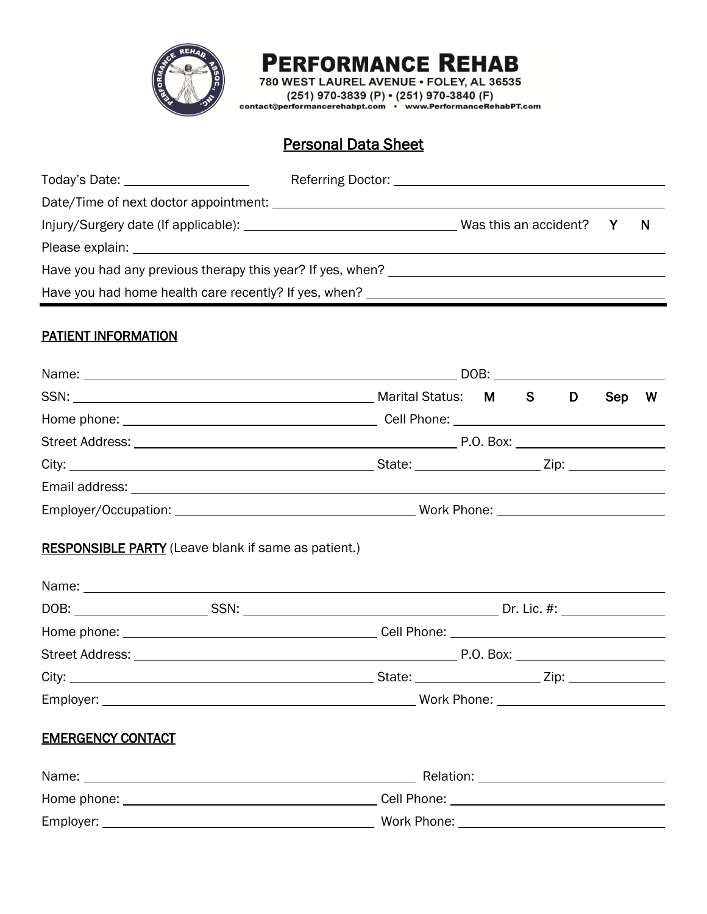**PERFORMANCE REHAB**
780 WEST LAUREL AVENUE • FOLEY, AL 36535
(251) 970-3839 (P) • (251) 970-3840 (F)
contact@performancerehabpt.com • www.PerformanceRehabPT.com

# Personal Data Sheet

Today's Date: ________________ Referring Doctor: ________________________________

Date/Time of next doctor appointment: ________________________________________

Injury/Surgery date (If applicable): ________________________ Was this an accident? Y N

Please explain: ______________________________________________________________

Have you had any previous therapy this year? If yes, when? ______________________

Have you had home health care recently? If yes, when? __________________________

---

## PATIENT INFORMATION

Name: ______________________________________________ DOB: ________________

SSN: ____________________________________ Marital Status: M S D Sep W

Home phone: ______________________________ Cell Phone: ______________________

Street Address: ____________________________________ P.O. Box: ________________

City: ____________________________________ State: ______________ Zip: __________

Email address: ______________________________________________________________

Employer/Occupation: ______________________________ Work Phone: ________________

## RESPONSIBLE PARTY (Leave blank if same as patient.)

Name: ______________________________________________________________________

DOB: ______________ SSN: ______________________________ Dr. Lic. #: ____________

Home phone: ______________________________ Cell Phone: ______________________

Street Address: ____________________________________ P.O. Box: ________________

City: ____________________________________ State: ______________ Zip: __________

Employer: ______________________________________ Work Phone: ________________

## EMERGENCY CONTACT

Name: ________________________________________ Relation: ____________________

Home phone: ______________________________ Cell Phone: ______________________

Employer: __________________________________ Work Phone: ______________________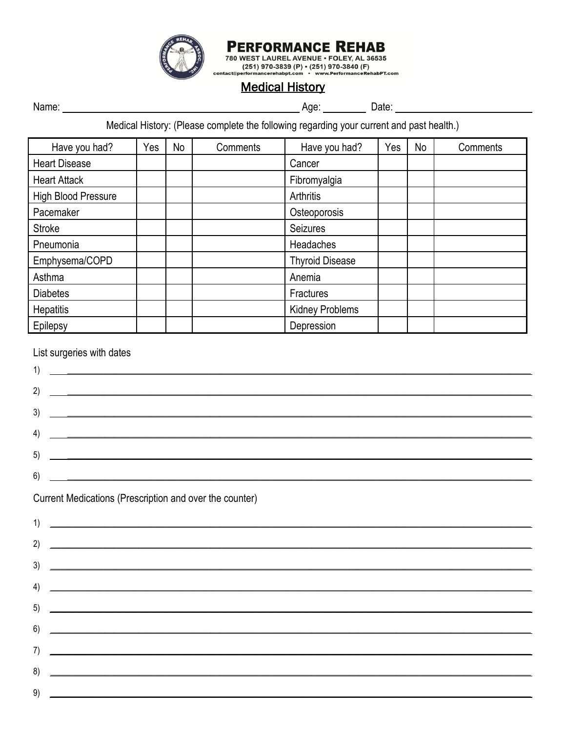**PERFORMANCE REHAB**
780 WEST LAUREL AVENUE • FOLEY, AL 36535
(251) 970-3839 (P) • (251) 970-3840 (F)
contact@performancerehabpt.com • www.PerformanceRehabPT.com

## Medical History

Name: ______________________________ Age: ________ Date: ____________________

Medical History: (Please complete the following regarding your current and past health.)

| Have you had? | Yes | No | Comments | Have you had? | Yes | No | Comments |
|---|---|---|---|---|---|---|---|
| Heart Disease | | | | Cancer | | | |
| Heart Attack | | | | Fibromyalgia | | | |
| High Blood Pressure | | | | Arthritis | | | |
| Pacemaker | | | | Osteoporosis | | | |
| Stroke | | | | Seizures | | | |
| Pneumonia | | | | Headaches | | | |
| Emphysema/COPD | | | | Thyroid Disease | | | |
| Asthma | | | | Anemia | | | |
| Diabetes | | | | Fractures | | | |
| Hepatitis | | | | Kidney Problems | | | |
| Epilepsy | | | | Depression | | | |

List surgeries with dates

1) ____________________________________________
2) ____________________________________________
3) ____________________________________________
4) ____________________________________________
5) ____________________________________________
6) ____________________________________________

Current Medications (Prescription and over the counter)

1) ____________________________________________
2) ____________________________________________
3) ____________________________________________
4) ____________________________________________
5) ____________________________________________
6) ____________________________________________
7) ____________________________________________
8) ____________________________________________
9) ____________________________________________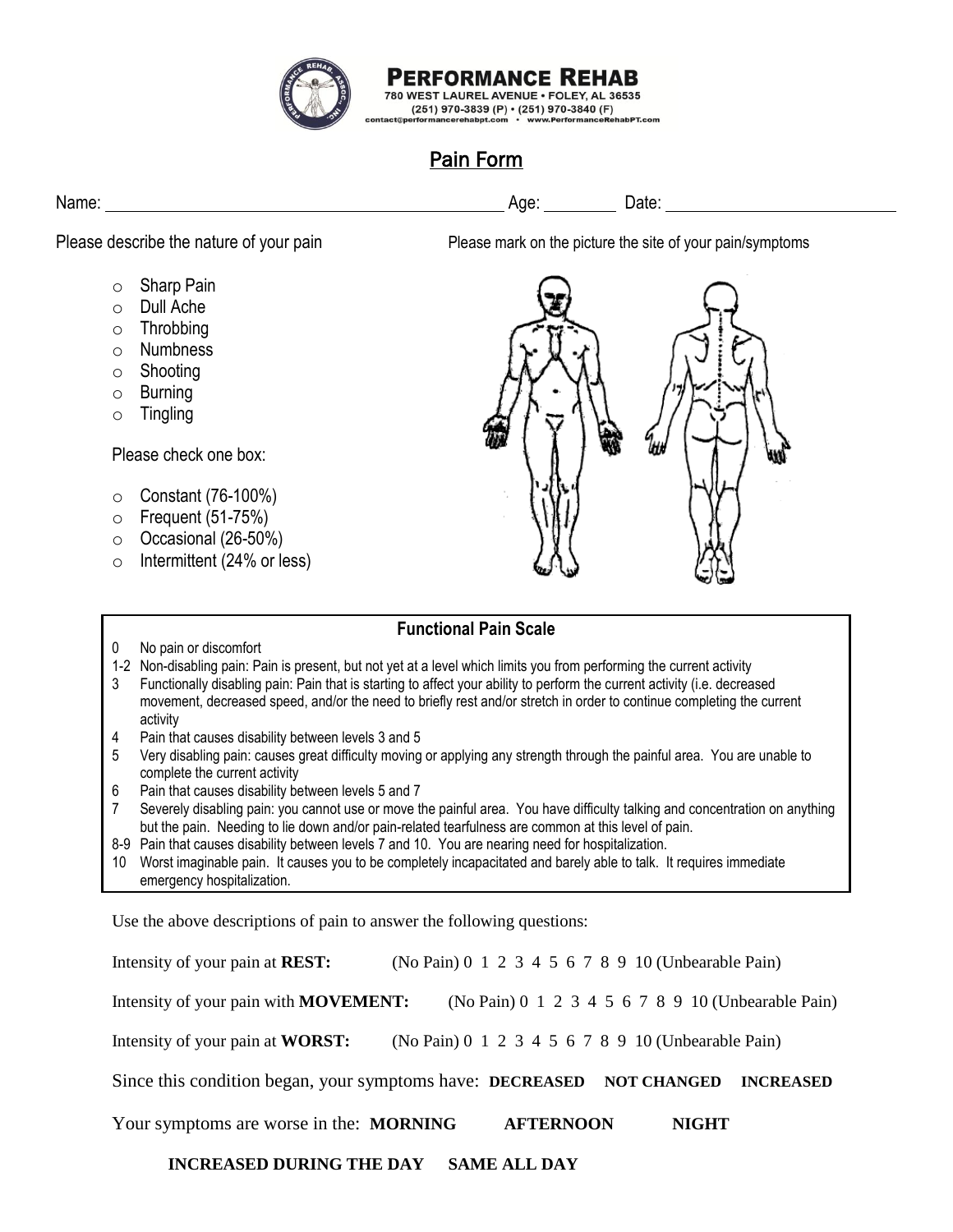**PERFORMANCE REHAB**
780 WEST LAUREL AVENUE • FOLEY, AL 36535
(251) 970-3839 (P) • (251) 970-3840 (F)
contact@performancerehabpt.com • www.PerformanceRehabPT.com

## Pain Form

Name: ______________________________ Age: ________ Date: ____________________

Please describe the nature of your pain

- ○ Sharp Pain
- ○ Dull Ache
- ○ Throbbing
- ○ Numbness
- ○ Shooting
- ○ Burning
- ○ Tingling

Please check one box:

- ○ Constant (76-100%)
- ○ Frequent (51-75%)
- ○ Occasional (26-50%)
- ○ Intermittent (24% or less)

Please mark on the picture the site of your pain/symptoms

### Functional Pain Scale

| | |
|---|---|
| 0 | No pain or discomfort |
| 1-2 | Non-disabling pain: Pain is present, but not yet at a level which limits you from performing the current activity |
| 3 | Functionally disabling pain: Pain that is starting to affect your ability to perform the current activity (i.e. decreased movement, decreased speed, and/or the need to briefly rest and/or stretch in order to continue completing the current activity |
| 4 | Pain that causes disability between levels 3 and 5 |
| 5 | Very disabling pain: causes great difficulty moving or applying any strength through the painful area. You are unable to complete the current activity |
| 6 | Pain that causes disability between levels 5 and 7 |
| 7 | Severely disabling pain: you cannot use or move the painful area. You have difficulty talking and concentration on anything but the pain. Needing to lie down and/or pain-related tearfulness are common at this level of pain. |
| 8-9 | Pain that causes disability between levels 7 and 10. You are nearing need for hospitalization. |
| 10 | Worst imaginable pain. It causes you to be completely incapacitated and barely able to talk. It requires immediate emergency hospitalization. |

Use the above descriptions of pain to answer the following questions:

Intensity of your pain at **REST:** (No Pain) 0 1 2 3 4 5 6 7 8 9 10 (Unbearable Pain)

Intensity of your pain with **MOVEMENT:** (No Pain) 0 1 2 3 4 5 6 7 8 9 10 (Unbearable Pain)

Intensity of your pain at **WORST:** (No Pain) 0 1 2 3 4 5 6 7 8 9 10 (Unbearable Pain)

Since this condition began, your symptoms have: **DECREASED** **NOT CHANGED** **INCREASED**

Your symptoms are worse in the: **MORNING** **AFTERNOON** **NIGHT**

**INCREASED DURING THE DAY** **SAME ALL DAY**